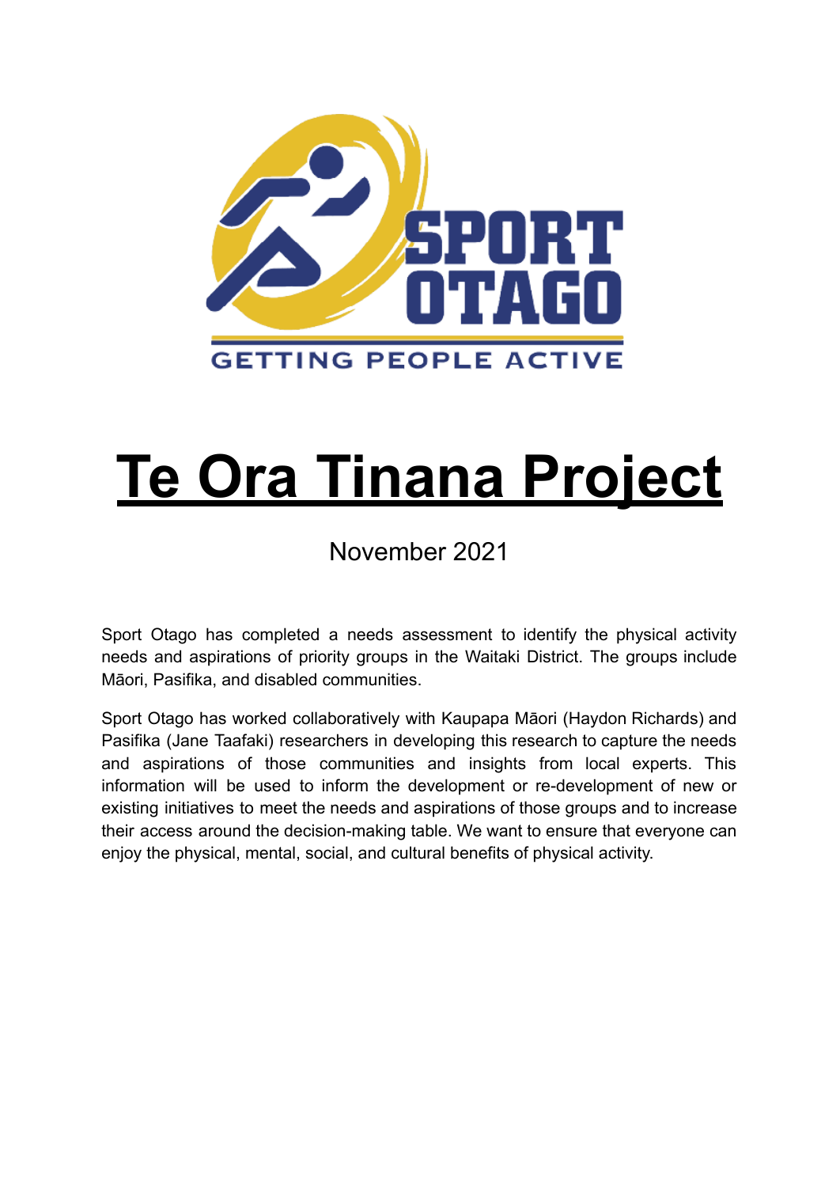SPORT OTAGO

GETTING PEOPLE ACTIVE

# Te Ora Tinana Project

November 2021

Sport Otago has completed a needs assessment to identify the physical activity needs and aspirations of priority groups in the Waitaki District. The groups include Māori, Pasifika, and disabled communities.

Sport Otago has worked collaboratively with Kaupapa Māori (Haydon Richards) and Pasifika (Jane Taafaki) researchers in developing this research to capture the needs and aspirations of those communities and insights from local experts. This information will be used to inform the development or re-development of new or existing initiatives to meet the needs and aspirations of those groups and to increase their access around the decision-making table. We want to ensure that everyone can enjoy the physical, mental, social, and cultural benefits of physical activity.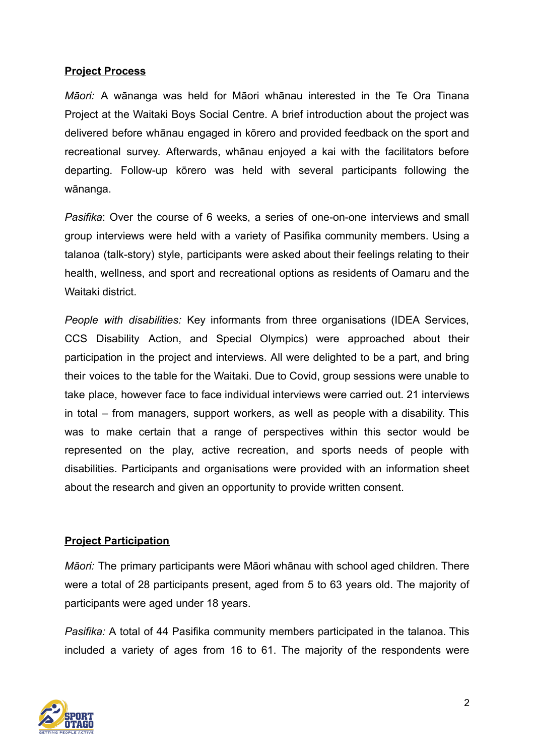**Project Process**

*Māori:* A wānanga was held for Māori whānau interested in the Te Ora Tinana Project at the Waitaki Boys Social Centre. A brief introduction about the project was delivered before whānau engaged in kōrero and provided feedback on the sport and recreational survey. Afterwards, whānau enjoyed a kai with the facilitators before departing. Follow-up kōrero was held with several participants following the wānanga.

*Pasifika*: Over the course of 6 weeks, a series of one-on-one interviews and small group interviews were held with a variety of Pasifika community members. Using a talanoa (talk-story) style, participants were asked about their feelings relating to their health, wellness, and sport and recreational options as residents of Oamaru and the Waitaki district.

*People with disabilities:* Key informants from three organisations (IDEA Services, CCS Disability Action, and Special Olympics) were approached about their participation in the project and interviews. All were delighted to be a part, and bring their voices to the table for the Waitaki. Due to Covid, group sessions were unable to take place, however face to face individual interviews were carried out. 21 interviews in total – from managers, support workers, as well as people with a disability. This was to make certain that a range of perspectives within this sector would be represented on the play, active recreation, and sports needs of people with disabilities. Participants and organisations were provided with an information sheet about the research and given an opportunity to provide written consent.

**Project Participation**

*Māori:* The primary participants were Māori whānau with school aged children. There were a total of 28 participants present, aged from 5 to 63 years old. The majority of participants were aged under 18 years.

*Pasifika:* A total of 44 Pasifika community members participated in the talanoa. This included a variety of ages from 16 to 61. The majority of the respondents were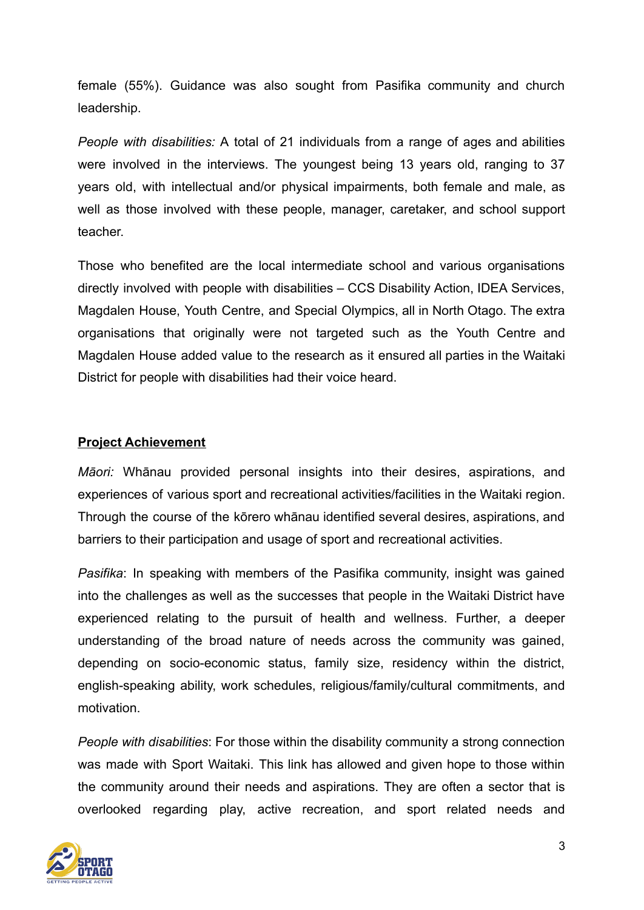female (55%). Guidance was also sought from Pasifika community and church leadership.

*People with disabilities:* A total of 21 individuals from a range of ages and abilities were involved in the interviews. The youngest being 13 years old, ranging to 37 years old, with intellectual and/or physical impairments, both female and male, as well as those involved with these people, manager, caretaker, and school support teacher.

Those who benefited are the local intermediate school and various organisations directly involved with people with disabilities – CCS Disability Action, IDEA Services, Magdalen House, Youth Centre, and Special Olympics, all in North Otago. The extra organisations that originally were not targeted such as the Youth Centre and Magdalen House added value to the research as it ensured all parties in the Waitaki District for people with disabilities had their voice heard.

**Project Achievement**

*Māori:* Whānau provided personal insights into their desires, aspirations, and experiences of various sport and recreational activities/facilities in the Waitaki region. Through the course of the kōrero whānau identified several desires, aspirations, and barriers to their participation and usage of sport and recreational activities.

*Pasifika*: In speaking with members of the Pasifika community, insight was gained into the challenges as well as the successes that people in the Waitaki District have experienced relating to the pursuit of health and wellness. Further, a deeper understanding of the broad nature of needs across the community was gained, depending on socio-economic status, family size, residency within the district, english-speaking ability, work schedules, religious/family/cultural commitments, and motivation.

*People with disabilities*: For those within the disability community a strong connection was made with Sport Waitaki. This link has allowed and given hope to those within the community around their needs and aspirations. They are often a sector that is overlooked regarding play, active recreation, and sport related needs and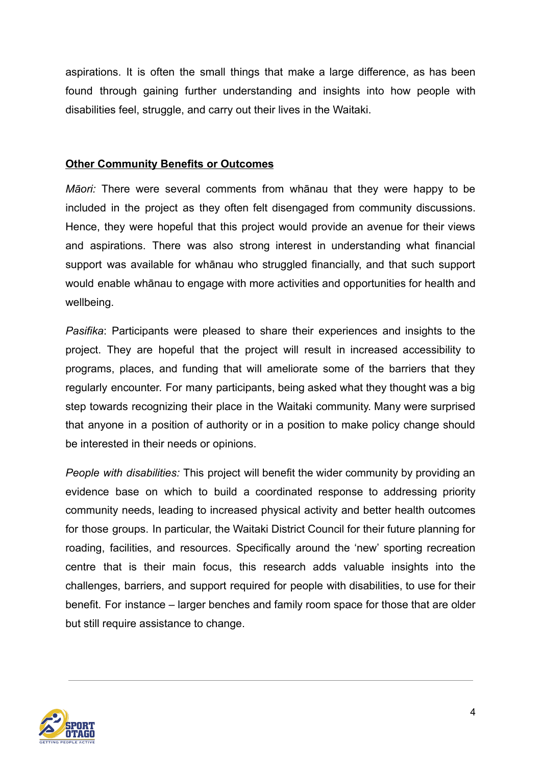aspirations. It is often the small things that make a large difference, as has been found through gaining further understanding and insights into how people with disabilities feel, struggle, and carry out their lives in the Waitaki.

**Other Community Benefits or Outcomes**

*Māori:* There were several comments from whānau that they were happy to be included in the project as they often felt disengaged from community discussions. Hence, they were hopeful that this project would provide an avenue for their views and aspirations. There was also strong interest in understanding what financial support was available for whānau who struggled financially, and that such support would enable whānau to engage with more activities and opportunities for health and wellbeing.

*Pasifika*: Participants were pleased to share their experiences and insights to the project. They are hopeful that the project will result in increased accessibility to programs, places, and funding that will ameliorate some of the barriers that they regularly encounter. For many participants, being asked what they thought was a big step towards recognizing their place in the Waitaki community. Many were surprised that anyone in a position of authority or in a position to make policy change should be interested in their needs or opinions.

*People with disabilities:* This project will benefit the wider community by providing an evidence base on which to build a coordinated response to addressing priority community needs, leading to increased physical activity and better health outcomes for those groups. In particular, the Waitaki District Council for their future planning for roading, facilities, and resources. Specifically around the 'new' sporting recreation centre that is their main focus, this research adds valuable insights into the challenges, barriers, and support required for people with disabilities, to use for their benefit. For instance – larger benches and family room space for those that are older but still require assistance to change.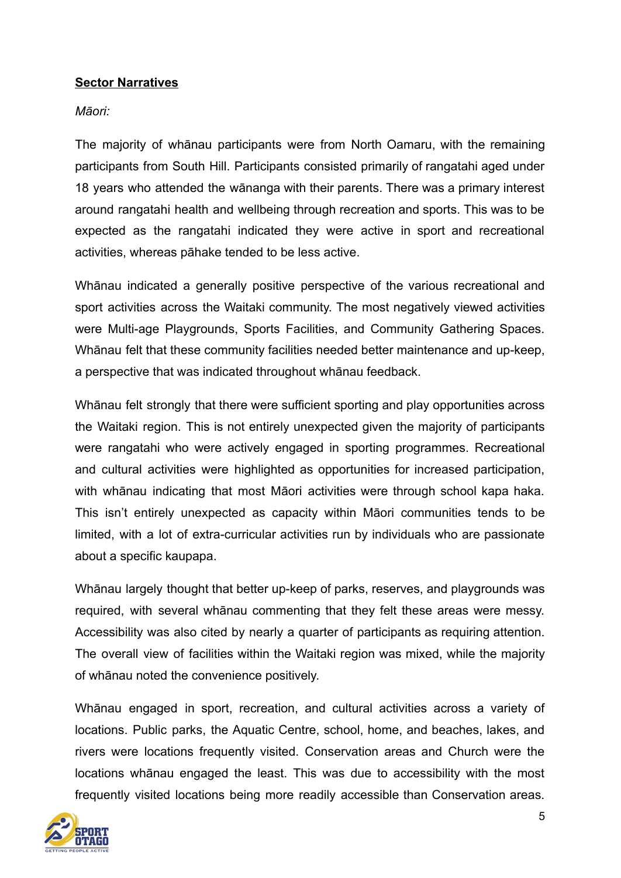**Sector Narratives**

*Māori:*

The majority of whānau participants were from North Oamaru, with the remaining participants from South Hill. Participants consisted primarily of rangatahi aged under 18 years who attended the wānanga with their parents. There was a primary interest around rangatahi health and wellbeing through recreation and sports. This was to be expected as the rangatahi indicated they were active in sport and recreational activities, whereas pāhake tended to be less active.

Whānau indicated a generally positive perspective of the various recreational and sport activities across the Waitaki community. The most negatively viewed activities were Multi-age Playgrounds, Sports Facilities, and Community Gathering Spaces. Whānau felt that these community facilities needed better maintenance and up-keep, a perspective that was indicated throughout whānau feedback.

Whānau felt strongly that there were sufficient sporting and play opportunities across the Waitaki region. This is not entirely unexpected given the majority of participants were rangatahi who were actively engaged in sporting programmes. Recreational and cultural activities were highlighted as opportunities for increased participation, with whānau indicating that most Māori activities were through school kapa haka. This isn't entirely unexpected as capacity within Māori communities tends to be limited, with a lot of extra-curricular activities run by individuals who are passionate about a specific kaupapa.

Whānau largely thought that better up-keep of parks, reserves, and playgrounds was required, with several whānau commenting that they felt these areas were messy. Accessibility was also cited by nearly a quarter of participants as requiring attention. The overall view of facilities within the Waitaki region was mixed, while the majority of whānau noted the convenience positively.

Whānau engaged in sport, recreation, and cultural activities across a variety of locations. Public parks, the Aquatic Centre, school, home, and beaches, lakes, and rivers were locations frequently visited. Conservation areas and Church were the locations whānau engaged the least. This was due to accessibility with the most frequently visited locations being more readily accessible than Conservation areas.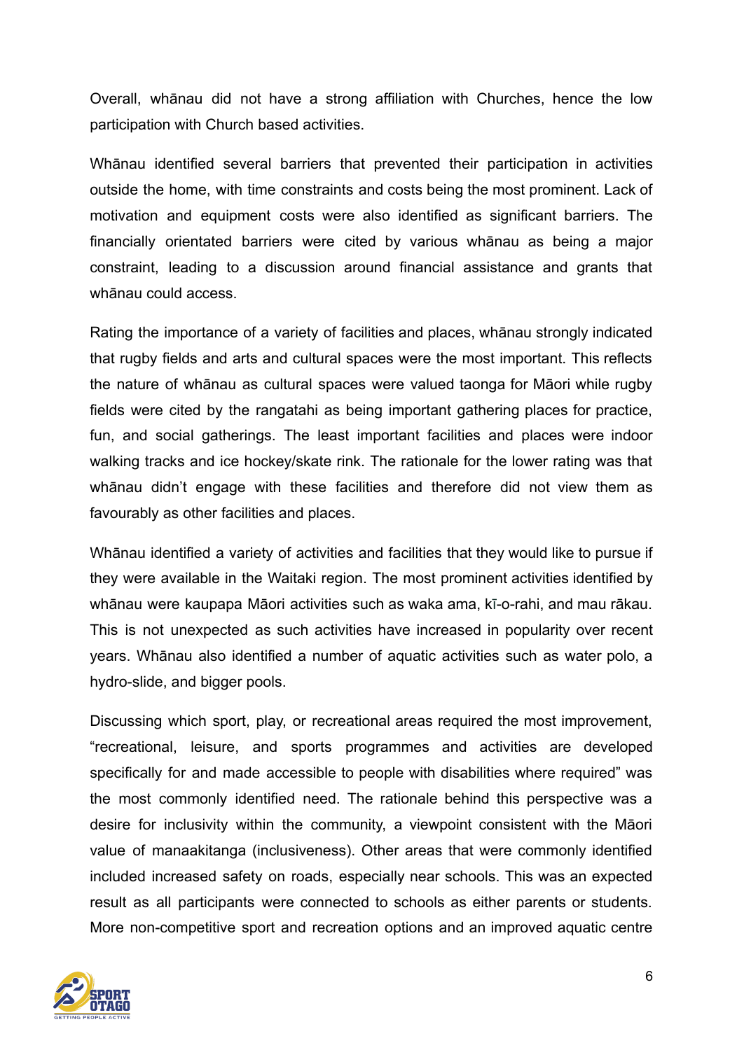Overall, whānau did not have a strong affiliation with Churches, hence the low participation with Church based activities.

Whānau identified several barriers that prevented their participation in activities outside the home, with time constraints and costs being the most prominent. Lack of motivation and equipment costs were also identified as significant barriers. The financially orientated barriers were cited by various whānau as being a major constraint, leading to a discussion around financial assistance and grants that whānau could access.

Rating the importance of a variety of facilities and places, whānau strongly indicated that rugby fields and arts and cultural spaces were the most important. This reflects the nature of whānau as cultural spaces were valued taonga for Māori while rugby fields were cited by the rangatahi as being important gathering places for practice, fun, and social gatherings. The least important facilities and places were indoor walking tracks and ice hockey/skate rink. The rationale for the lower rating was that whānau didn't engage with these facilities and therefore did not view them as favourably as other facilities and places.

Whānau identified a variety of activities and facilities that they would like to pursue if they were available in the Waitaki region. The most prominent activities identified by whānau were kaupapa Māori activities such as waka ama, kī-o-rahi, and mau rākau. This is not unexpected as such activities have increased in popularity over recent years. Whānau also identified a number of aquatic activities such as water polo, a hydro-slide, and bigger pools.

Discussing which sport, play, or recreational areas required the most improvement, "recreational, leisure, and sports programmes and activities are developed specifically for and made accessible to people with disabilities where required" was the most commonly identified need. The rationale behind this perspective was a desire for inclusivity within the community, a viewpoint consistent with the Māori value of manaakitanga (inclusiveness). Other areas that were commonly identified included increased safety on roads, especially near schools. This was an expected result as all participants were connected to schools as either parents or students. More non-competitive sport and recreation options and an improved aquatic centre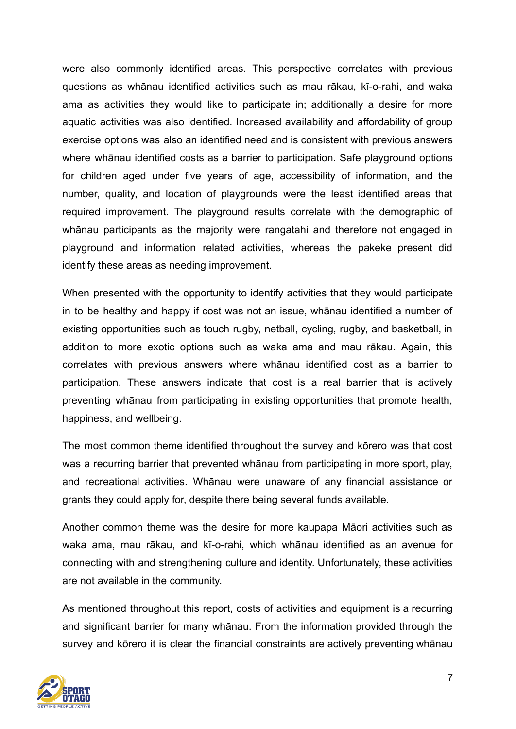were also commonly identified areas. This perspective correlates with previous questions as whānau identified activities such as mau rākau, kī-o-rahi, and waka ama as activities they would like to participate in; additionally a desire for more aquatic activities was also identified. Increased availability and affordability of group exercise options was also an identified need and is consistent with previous answers where whānau identified costs as a barrier to participation. Safe playground options for children aged under five years of age, accessibility of information, and the number, quality, and location of playgrounds were the least identified areas that required improvement. The playground results correlate with the demographic of whānau participants as the majority were rangatahi and therefore not engaged in playground and information related activities, whereas the pakeke present did identify these areas as needing improvement.

When presented with the opportunity to identify activities that they would participate in to be healthy and happy if cost was not an issue, whānau identified a number of existing opportunities such as touch rugby, netball, cycling, rugby, and basketball, in addition to more exotic options such as waka ama and mau rākau. Again, this correlates with previous answers where whānau identified cost as a barrier to participation. These answers indicate that cost is a real barrier that is actively preventing whānau from participating in existing opportunities that promote health, happiness, and wellbeing.

The most common theme identified throughout the survey and kōrero was that cost was a recurring barrier that prevented whānau from participating in more sport, play, and recreational activities. Whānau were unaware of any financial assistance or grants they could apply for, despite there being several funds available.

Another common theme was the desire for more kaupapa Māori activities such as waka ama, mau rākau, and kī-o-rahi, which whānau identified as an avenue for connecting with and strengthening culture and identity. Unfortunately, these activities are not available in the community.

As mentioned throughout this report, costs of activities and equipment is a recurring and significant barrier for many whānau. From the information provided through the survey and kōrero it is clear the financial constraints are actively preventing whānau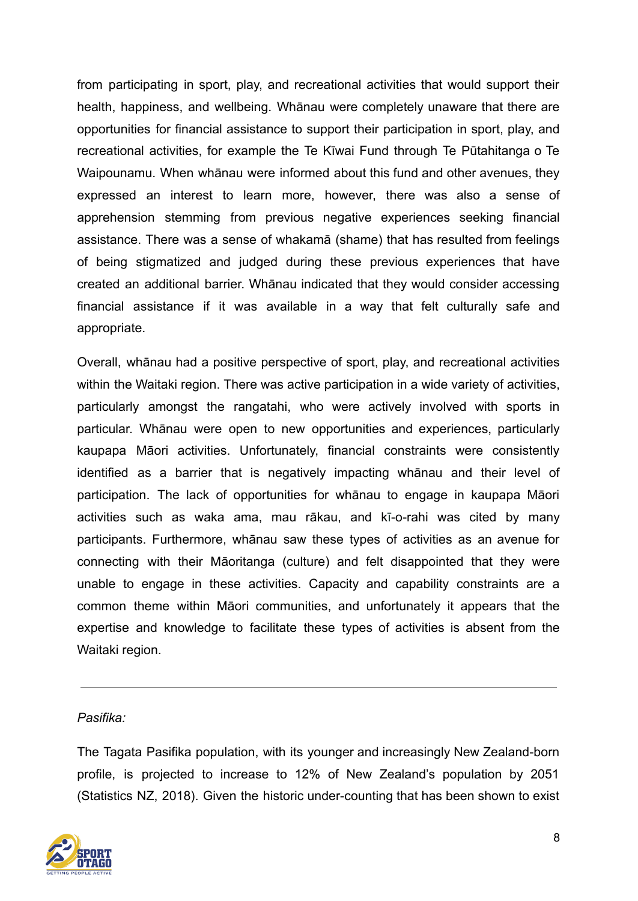from participating in sport, play, and recreational activities that would support their health, happiness, and wellbeing. Whānau were completely unaware that there are opportunities for financial assistance to support their participation in sport, play, and recreational activities, for example the Te Kīwai Fund through Te Pūtahitanga o Te Waipounamu. When whānau were informed about this fund and other avenues, they expressed an interest to learn more, however, there was also a sense of apprehension stemming from previous negative experiences seeking financial assistance. There was a sense of whakamā (shame) that has resulted from feelings of being stigmatized and judged during these previous experiences that have created an additional barrier. Whānau indicated that they would consider accessing financial assistance if it was available in a way that felt culturally safe and appropriate.

Overall, whānau had a positive perspective of sport, play, and recreational activities within the Waitaki region. There was active participation in a wide variety of activities, particularly amongst the rangatahi, who were actively involved with sports in particular. Whānau were open to new opportunities and experiences, particularly kaupapa Māori activities. Unfortunately, financial constraints were consistently identified as a barrier that is negatively impacting whānau and their level of participation. The lack of opportunities for whānau to engage in kaupapa Māori activities such as waka ama, mau rākau, and kī-o-rahi was cited by many participants. Furthermore, whānau saw these types of activities as an avenue for connecting with their Māoritanga (culture) and felt disappointed that they were unable to engage in these activities. Capacity and capability constraints are a common theme within Māori communities, and unfortunately it appears that the expertise and knowledge to facilitate these types of activities is absent from the Waitaki region.

---

*Pasifika:*

The Tagata Pasifika population, with its younger and increasingly New Zealand-born profile, is projected to increase to 12% of New Zealand's population by 2051 (Statistics NZ, 2018). Given the historic under-counting that has been shown to exist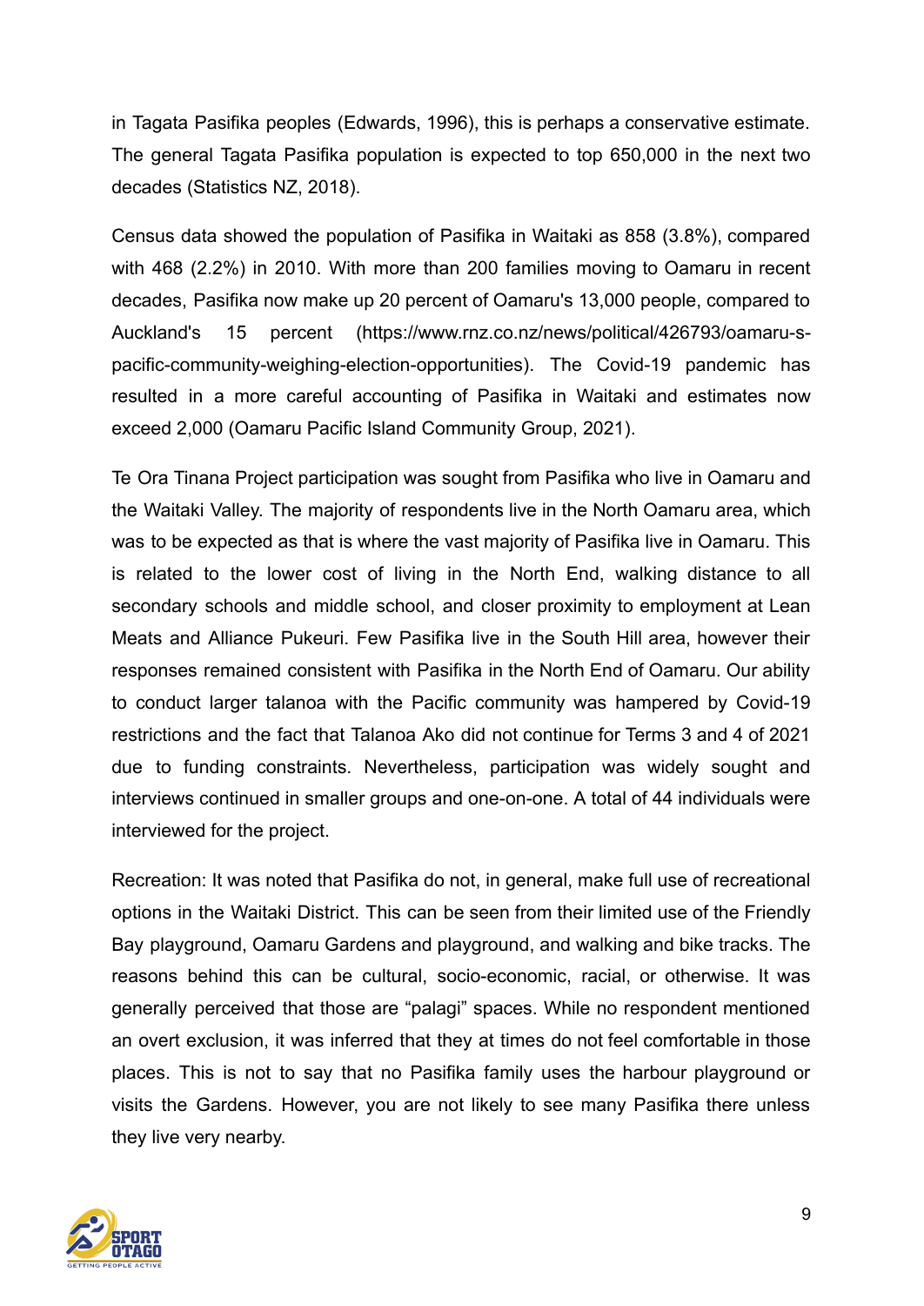in Tagata Pasifika peoples (Edwards, 1996), this is perhaps a conservative estimate. The general Tagata Pasifika population is expected to top 650,000 in the next two decades (Statistics NZ, 2018).

Census data showed the population of Pasifika in Waitaki as 858 (3.8%), compared with 468 (2.2%) in 2010. With more than 200 families moving to Oamaru in recent decades, Pasifika now make up 20 percent of Oamaru's 13,000 people, compared to Auckland's 15 percent (https://www.rnz.co.nz/news/political/426793/oamaru-s-pacific-community-weighing-election-opportunities). The Covid-19 pandemic has resulted in a more careful accounting of Pasifika in Waitaki and estimates now exceed 2,000 (Oamaru Pacific Island Community Group, 2021).

Te Ora Tinana Project participation was sought from Pasifika who live in Oamaru and the Waitaki Valley. The majority of respondents live in the North Oamaru area, which was to be expected as that is where the vast majority of Pasifika live in Oamaru. This is related to the lower cost of living in the North End, walking distance to all secondary schools and middle school, and closer proximity to employment at Lean Meats and Alliance Pukeuri. Few Pasifika live in the South Hill area, however their responses remained consistent with Pasifika in the North End of Oamaru. Our ability to conduct larger talanoa with the Pacific community was hampered by Covid-19 restrictions and the fact that Talanoa Ako did not continue for Terms 3 and 4 of 2021 due to funding constraints. Nevertheless, participation was widely sought and interviews continued in smaller groups and one-on-one. A total of 44 individuals were interviewed for the project.

Recreation: It was noted that Pasifika do not, in general, make full use of recreational options in the Waitaki District. This can be seen from their limited use of the Friendly Bay playground, Oamaru Gardens and playground, and walking and bike tracks. The reasons behind this can be cultural, socio-economic, racial, or otherwise. It was generally perceived that those are "palagi" spaces. While no respondent mentioned an overt exclusion, it was inferred that they at times do not feel comfortable in those places. This is not to say that no Pasifika family uses the harbour playground or visits the Gardens. However, you are not likely to see many Pasifika there unless they live very nearby.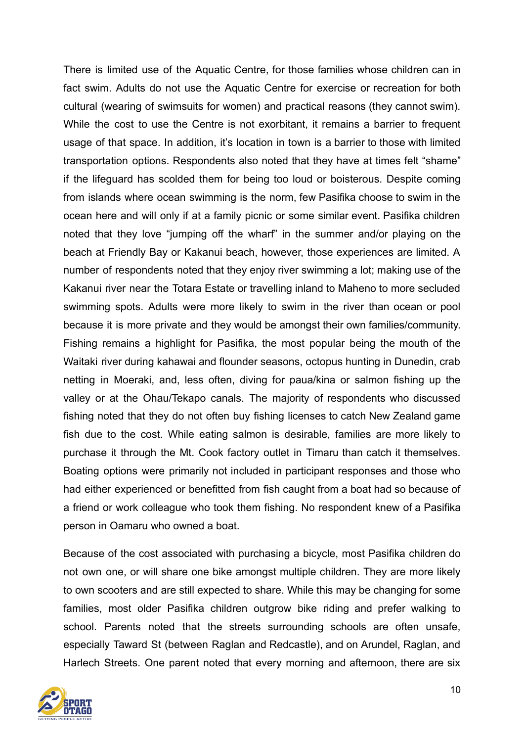There is limited use of the Aquatic Centre, for those families whose children can in fact swim. Adults do not use the Aquatic Centre for exercise or recreation for both cultural (wearing of swimsuits for women) and practical reasons (they cannot swim). While the cost to use the Centre is not exorbitant, it remains a barrier to frequent usage of that space. In addition, it's location in town is a barrier to those with limited transportation options. Respondents also noted that they have at times felt "shame" if the lifeguard has scolded them for being too loud or boisterous. Despite coming from islands where ocean swimming is the norm, few Pasifika choose to swim in the ocean here and will only if at a family picnic or some similar event. Pasifika children noted that they love "jumping off the wharf" in the summer and/or playing on the beach at Friendly Bay or Kakanui beach, however, those experiences are limited. A number of respondents noted that they enjoy river swimming a lot; making use of the Kakanui river near the Totara Estate or travelling inland to Maheno to more secluded swimming spots. Adults were more likely to swim in the river than ocean or pool because it is more private and they would be amongst their own families/community. Fishing remains a highlight for Pasifika, the most popular being the mouth of the Waitaki river during kahawai and flounder seasons, octopus hunting in Dunedin, crab netting in Moeraki, and, less often, diving for paua/kina or salmon fishing up the valley or at the Ohau/Tekapo canals. The majority of respondents who discussed fishing noted that they do not often buy fishing licenses to catch New Zealand game fish due to the cost. While eating salmon is desirable, families are more likely to purchase it through the Mt. Cook factory outlet in Timaru than catch it themselves. Boating options were primarily not included in participant responses and those who had either experienced or benefitted from fish caught from a boat had so because of a friend or work colleague who took them fishing. No respondent knew of a Pasifika person in Oamaru who owned a boat.

Because of the cost associated with purchasing a bicycle, most Pasifika children do not own one, or will share one bike amongst multiple children. They are more likely to own scooters and are still expected to share. While this may be changing for some families, most older Pasifika children outgrow bike riding and prefer walking to school. Parents noted that the streets surrounding schools are often unsafe, especially Taward St (between Raglan and Redcastle), and on Arundel, Raglan, and Harlech Streets. One parent noted that every morning and afternoon, there are six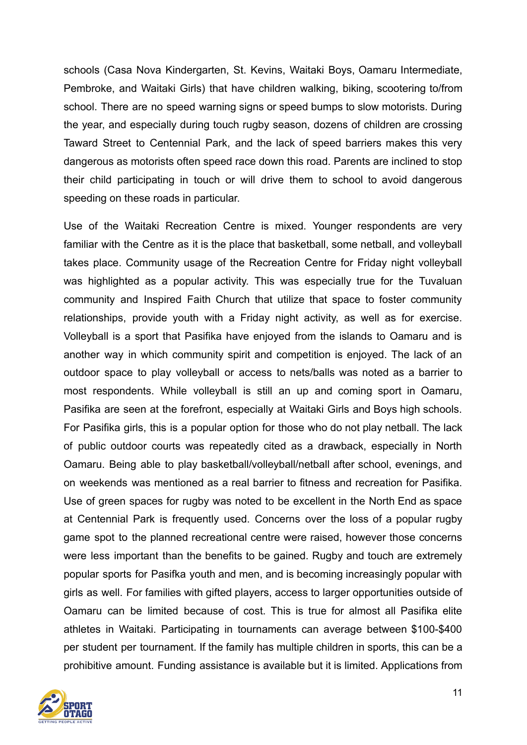schools (Casa Nova Kindergarten, St. Kevins, Waitaki Boys, Oamaru Intermediate, Pembroke, and Waitaki Girls) that have children walking, biking, scootering to/from school. There are no speed warning signs or speed bumps to slow motorists. During the year, and especially during touch rugby season, dozens of children are crossing Taward Street to Centennial Park, and the lack of speed barriers makes this very dangerous as motorists often speed race down this road. Parents are inclined to stop their child participating in touch or will drive them to school to avoid dangerous speeding on these roads in particular.

Use of the Waitaki Recreation Centre is mixed. Younger respondents are very familiar with the Centre as it is the place that basketball, some netball, and volleyball takes place. Community usage of the Recreation Centre for Friday night volleyball was highlighted as a popular activity. This was especially true for the Tuvaluan community and Inspired Faith Church that utilize that space to foster community relationships, provide youth with a Friday night activity, as well as for exercise. Volleyball is a sport that Pasifika have enjoyed from the islands to Oamaru and is another way in which community spirit and competition is enjoyed. The lack of an outdoor space to play volleyball or access to nets/balls was noted as a barrier to most respondents. While volleyball is still an up and coming sport in Oamaru, Pasifika are seen at the forefront, especially at Waitaki Girls and Boys high schools. For Pasifika girls, this is a popular option for those who do not play netball. The lack of public outdoor courts was repeatedly cited as a drawback, especially in North Oamaru. Being able to play basketball/volleyball/netball after school, evenings, and on weekends was mentioned as a real barrier to fitness and recreation for Pasifika. Use of green spaces for rugby was noted to be excellent in the North End as space at Centennial Park is frequently used. Concerns over the loss of a popular rugby game spot to the planned recreational centre were raised, however those concerns were less important than the benefits to be gained. Rugby and touch are extremely popular sports for Pasifka youth and men, and is becoming increasingly popular with girls as well. For families with gifted players, access to larger opportunities outside of Oamaru can be limited because of cost. This is true for almost all Pasifika elite athletes in Waitaki. Participating in tournaments can average between $100-$400 per student per tournament. If the family has multiple children in sports, this can be a prohibitive amount. Funding assistance is available but it is limited. Applications from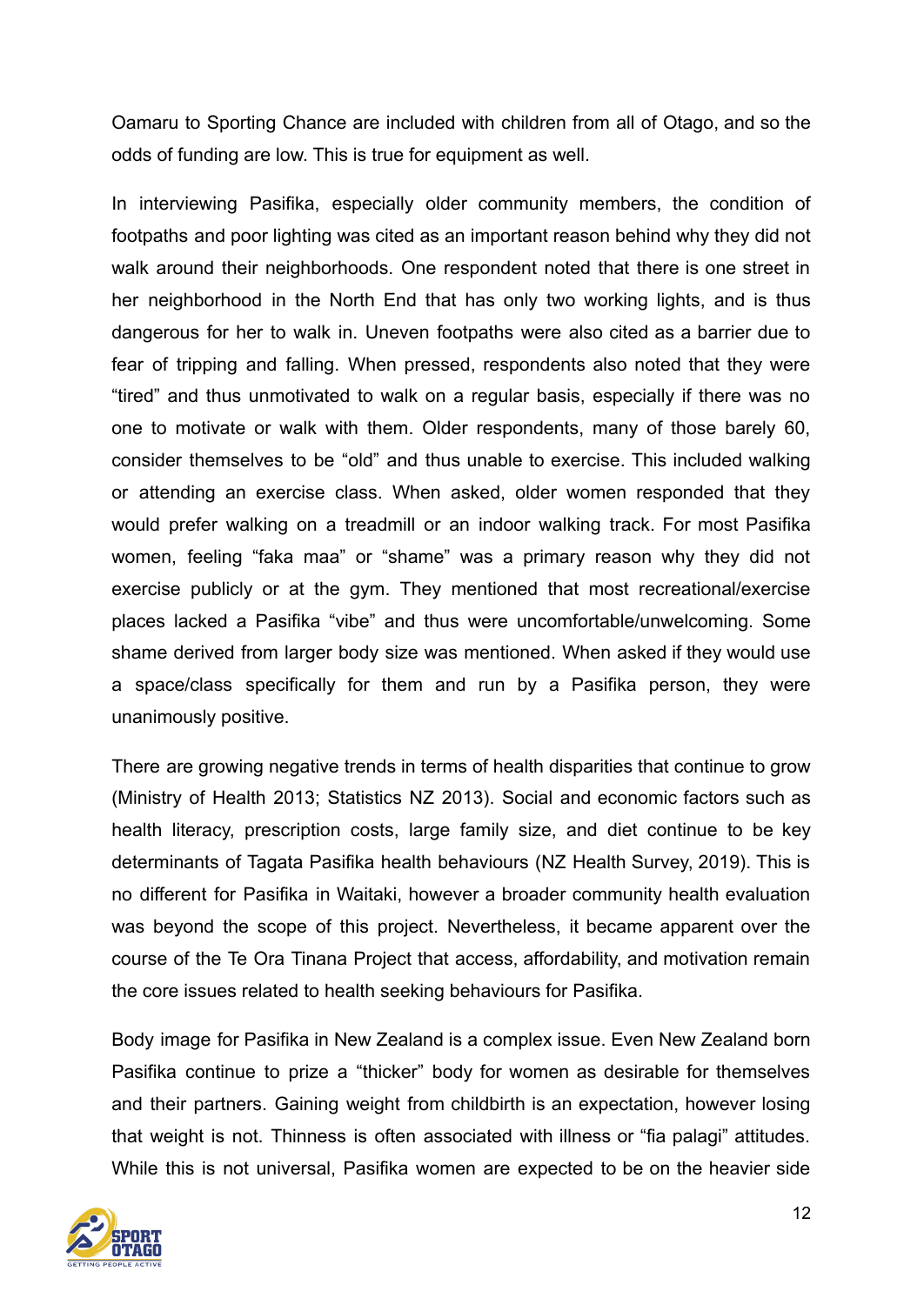Oamaru to Sporting Chance are included with children from all of Otago, and so the odds of funding are low. This is true for equipment as well.

In interviewing Pasifika, especially older community members, the condition of footpaths and poor lighting was cited as an important reason behind why they did not walk around their neighborhoods. One respondent noted that there is one street in her neighborhood in the North End that has only two working lights, and is thus dangerous for her to walk in. Uneven footpaths were also cited as a barrier due to fear of tripping and falling. When pressed, respondents also noted that they were "tired" and thus unmotivated to walk on a regular basis, especially if there was no one to motivate or walk with them. Older respondents, many of those barely 60, consider themselves to be "old" and thus unable to exercise. This included walking or attending an exercise class. When asked, older women responded that they would prefer walking on a treadmill or an indoor walking track. For most Pasifika women, feeling "faka maa" or "shame" was a primary reason why they did not exercise publicly or at the gym. They mentioned that most recreational/exercise places lacked a Pasifika "vibe" and thus were uncomfortable/unwelcoming. Some shame derived from larger body size was mentioned. When asked if they would use a space/class specifically for them and run by a Pasifika person, they were unanimously positive.

There are growing negative trends in terms of health disparities that continue to grow (Ministry of Health 2013; Statistics NZ 2013). Social and economic factors such as health literacy, prescription costs, large family size, and diet continue to be key determinants of Tagata Pasifika health behaviours (NZ Health Survey, 2019). This is no different for Pasifika in Waitaki, however a broader community health evaluation was beyond the scope of this project. Nevertheless, it became apparent over the course of the Te Ora Tinana Project that access, affordability, and motivation remain the core issues related to health seeking behaviours for Pasifika.

Body image for Pasifika in New Zealand is a complex issue. Even New Zealand born Pasifika continue to prize a "thicker" body for women as desirable for themselves and their partners. Gaining weight from childbirth is an expectation, however losing that weight is not. Thinness is often associated with illness or "fia palagi" attitudes. While this is not universal, Pasifika women are expected to be on the heavier side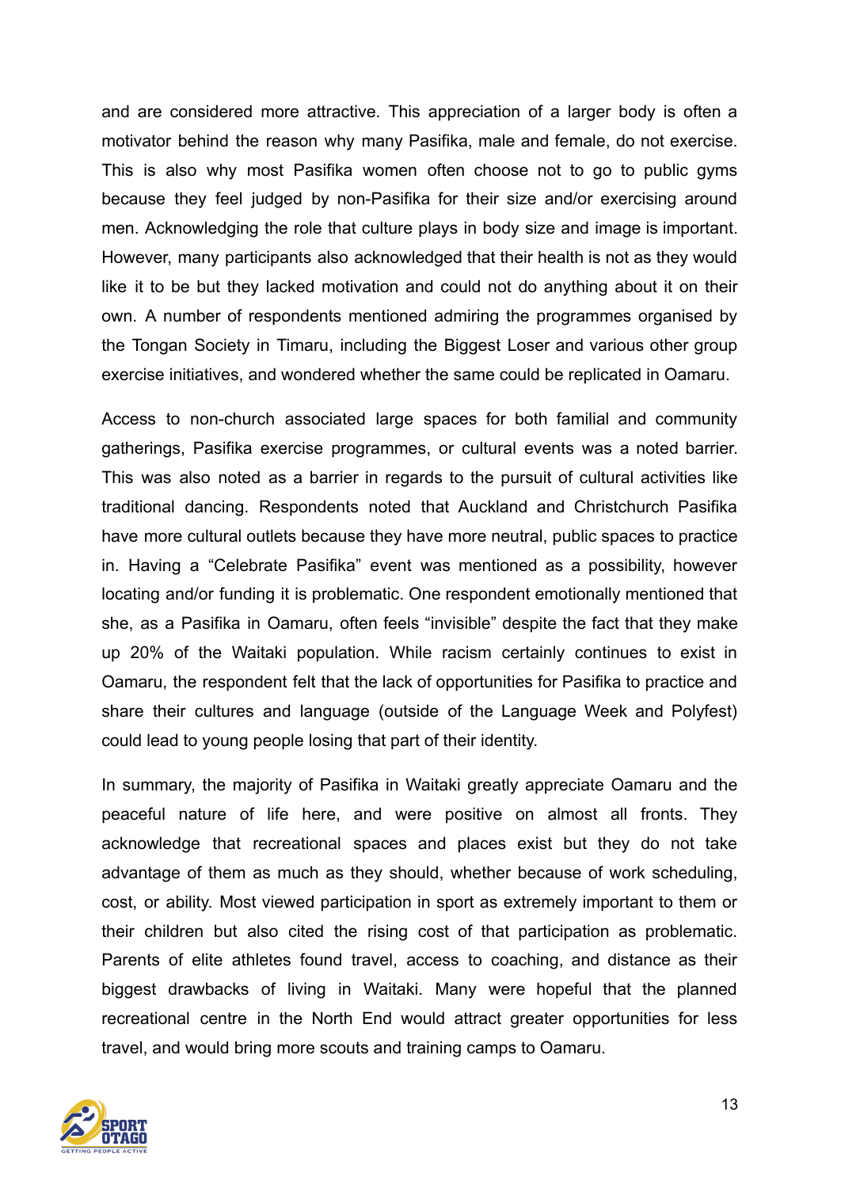and are considered more attractive. This appreciation of a larger body is often a motivator behind the reason why many Pasifika, male and female, do not exercise. This is also why most Pasifika women often choose not to go to public gyms because they feel judged by non-Pasifika for their size and/or exercising around men. Acknowledging the role that culture plays in body size and image is important. However, many participants also acknowledged that their health is not as they would like it to be but they lacked motivation and could not do anything about it on their own. A number of respondents mentioned admiring the programmes organised by the Tongan Society in Timaru, including the Biggest Loser and various other group exercise initiatives, and wondered whether the same could be replicated in Oamaru.

Access to non-church associated large spaces for both familial and community gatherings, Pasifika exercise programmes, or cultural events was a noted barrier. This was also noted as a barrier in regards to the pursuit of cultural activities like traditional dancing. Respondents noted that Auckland and Christchurch Pasifika have more cultural outlets because they have more neutral, public spaces to practice in. Having a "Celebrate Pasifika" event was mentioned as a possibility, however locating and/or funding it is problematic. One respondent emotionally mentioned that she, as a Pasifika in Oamaru, often feels "invisible" despite the fact that they make up 20% of the Waitaki population. While racism certainly continues to exist in Oamaru, the respondent felt that the lack of opportunities for Pasifika to practice and share their cultures and language (outside of the Language Week and Polyfest) could lead to young people losing that part of their identity.

In summary, the majority of Pasifika in Waitaki greatly appreciate Oamaru and the peaceful nature of life here, and were positive on almost all fronts. They acknowledge that recreational spaces and places exist but they do not take advantage of them as much as they should, whether because of work scheduling, cost, or ability. Most viewed participation in sport as extremely important to them or their children but also cited the rising cost of that participation as problematic. Parents of elite athletes found travel, access to coaching, and distance as their biggest drawbacks of living in Waitaki. Many were hopeful that the planned recreational centre in the North End would attract greater opportunities for less travel, and would bring more scouts and training camps to Oamaru.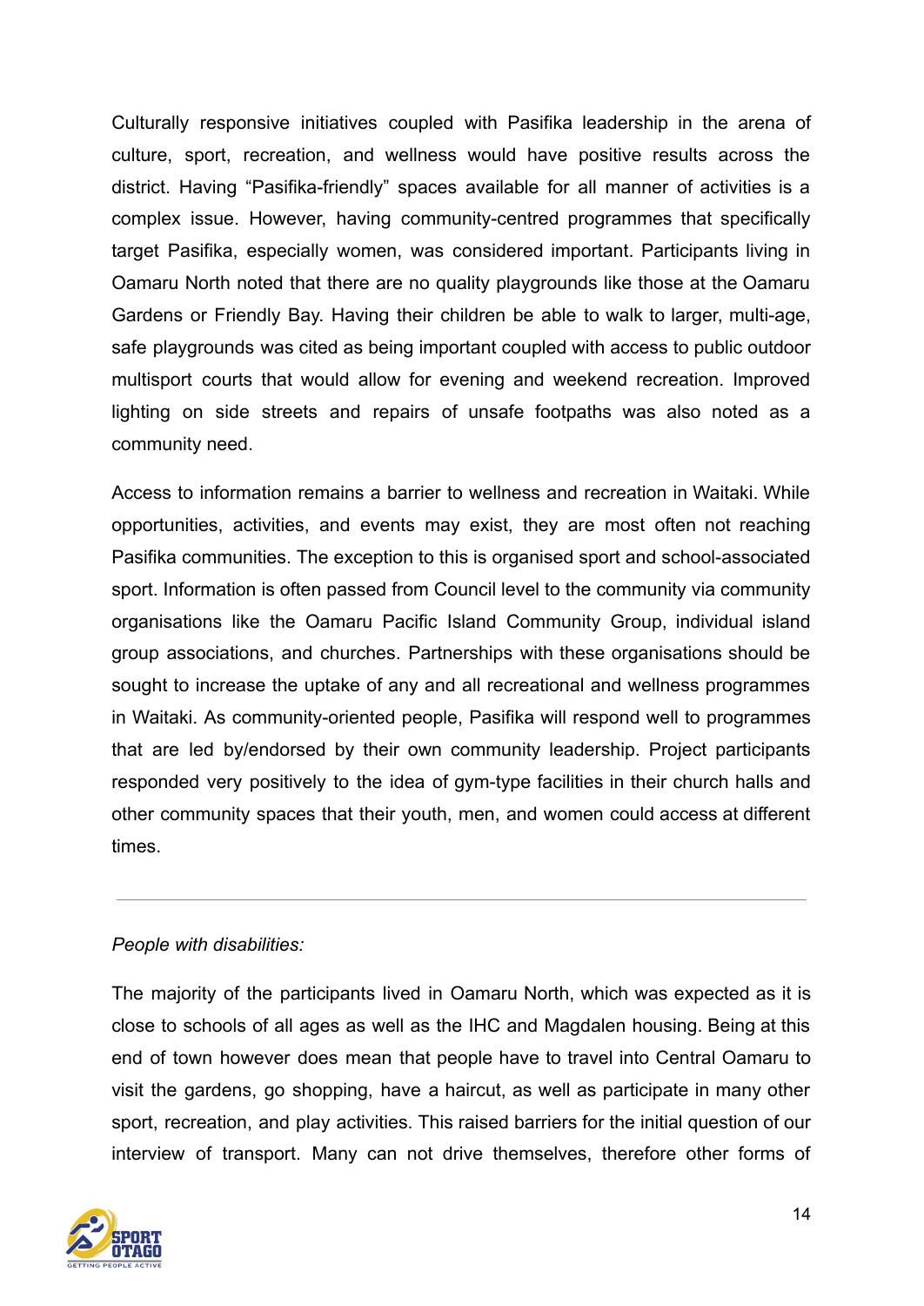Culturally responsive initiatives coupled with Pasifika leadership in the arena of culture, sport, recreation, and wellness would have positive results across the district. Having "Pasifika-friendly" spaces available for all manner of activities is a complex issue. However, having community-centred programmes that specifically target Pasifika, especially women, was considered important. Participants living in Oamaru North noted that there are no quality playgrounds like those at the Oamaru Gardens or Friendly Bay. Having their children be able to walk to larger, multi-age, safe playgrounds was cited as being important coupled with access to public outdoor multisport courts that would allow for evening and weekend recreation. Improved lighting on side streets and repairs of unsafe footpaths was also noted as a community need.

Access to information remains a barrier to wellness and recreation in Waitaki. While opportunities, activities, and events may exist, they are most often not reaching Pasifika communities. The exception to this is organised sport and school-associated sport. Information is often passed from Council level to the community via community organisations like the Oamaru Pacific Island Community Group, individual island group associations, and churches. Partnerships with these organisations should be sought to increase the uptake of any and all recreational and wellness programmes in Waitaki. As community-oriented people, Pasifika will respond well to programmes that are led by/endorsed by their own community leadership. Project participants responded very positively to the idea of gym-type facilities in their church halls and other community spaces that their youth, men, and women could access at different times.

---

*People with disabilities:*

The majority of the participants lived in Oamaru North, which was expected as it is close to schools of all ages as well as the IHC and Magdalen housing. Being at this end of town however does mean that people have to travel into Central Oamaru to visit the gardens, go shopping, have a haircut, as well as participate in many other sport, recreation, and play activities. This raised barriers for the initial question of our interview of transport. Many can not drive themselves, therefore other forms of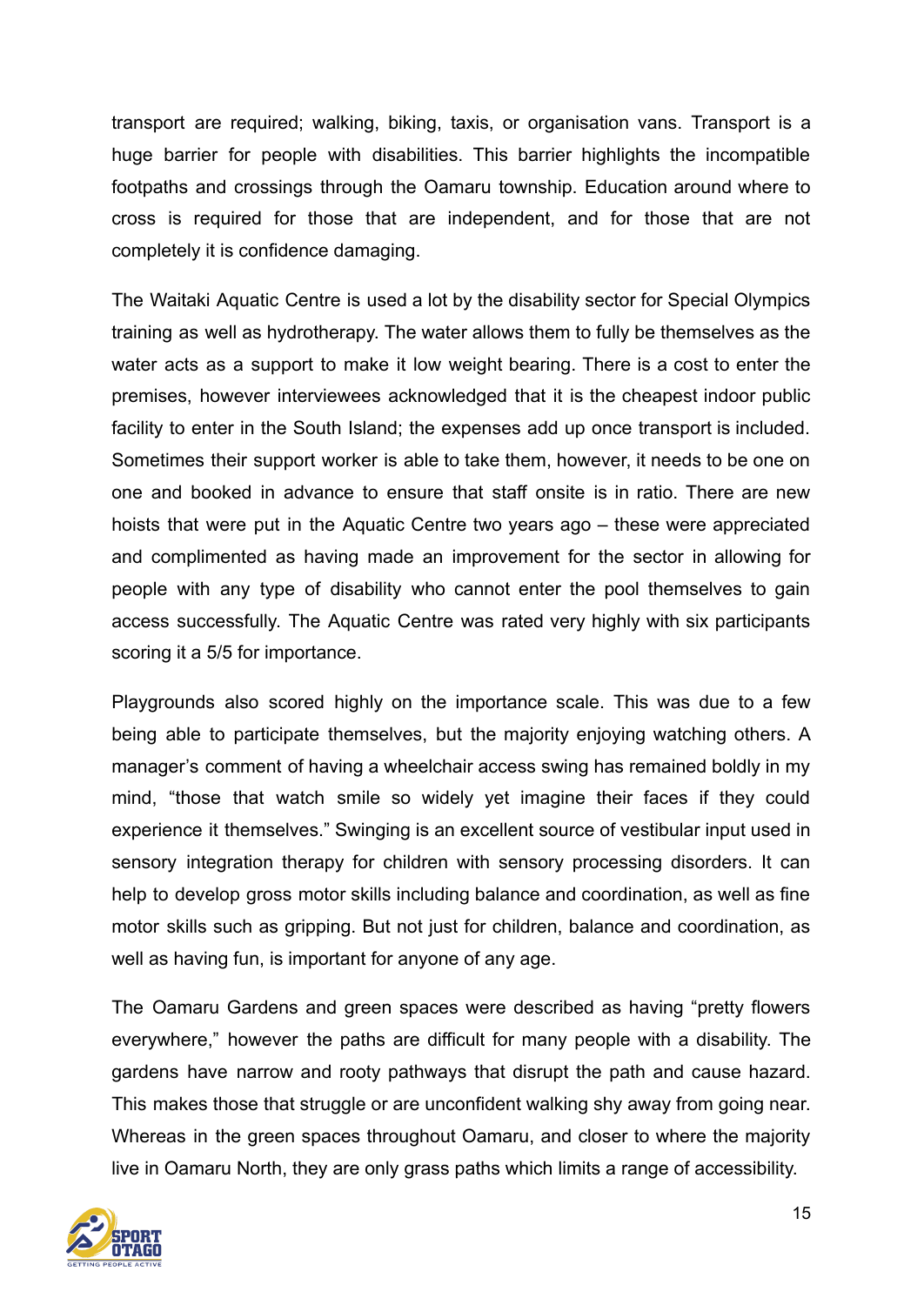transport are required; walking, biking, taxis, or organisation vans. Transport is a huge barrier for people with disabilities. This barrier highlights the incompatible footpaths and crossings through the Oamaru township. Education around where to cross is required for those that are independent, and for those that are not completely it is confidence damaging.

The Waitaki Aquatic Centre is used a lot by the disability sector for Special Olympics training as well as hydrotherapy. The water allows them to fully be themselves as the water acts as a support to make it low weight bearing. There is a cost to enter the premises, however interviewees acknowledged that it is the cheapest indoor public facility to enter in the South Island; the expenses add up once transport is included. Sometimes their support worker is able to take them, however, it needs to be one on one and booked in advance to ensure that staff onsite is in ratio. There are new hoists that were put in the Aquatic Centre two years ago – these were appreciated and complimented as having made an improvement for the sector in allowing for people with any type of disability who cannot enter the pool themselves to gain access successfully. The Aquatic Centre was rated very highly with six participants scoring it a 5/5 for importance.

Playgrounds also scored highly on the importance scale. This was due to a few being able to participate themselves, but the majority enjoying watching others. A manager's comment of having a wheelchair access swing has remained boldly in my mind, "those that watch smile so widely yet imagine their faces if they could experience it themselves." Swinging is an excellent source of vestibular input used in sensory integration therapy for children with sensory processing disorders. It can help to develop gross motor skills including balance and coordination, as well as fine motor skills such as gripping. But not just for children, balance and coordination, as well as having fun, is important for anyone of any age.

The Oamaru Gardens and green spaces were described as having "pretty flowers everywhere," however the paths are difficult for many people with a disability. The gardens have narrow and rooty pathways that disrupt the path and cause hazard. This makes those that struggle or are unconfident walking shy away from going near. Whereas in the green spaces throughout Oamaru, and closer to where the majority live in Oamaru North, they are only grass paths which limits a range of accessibility.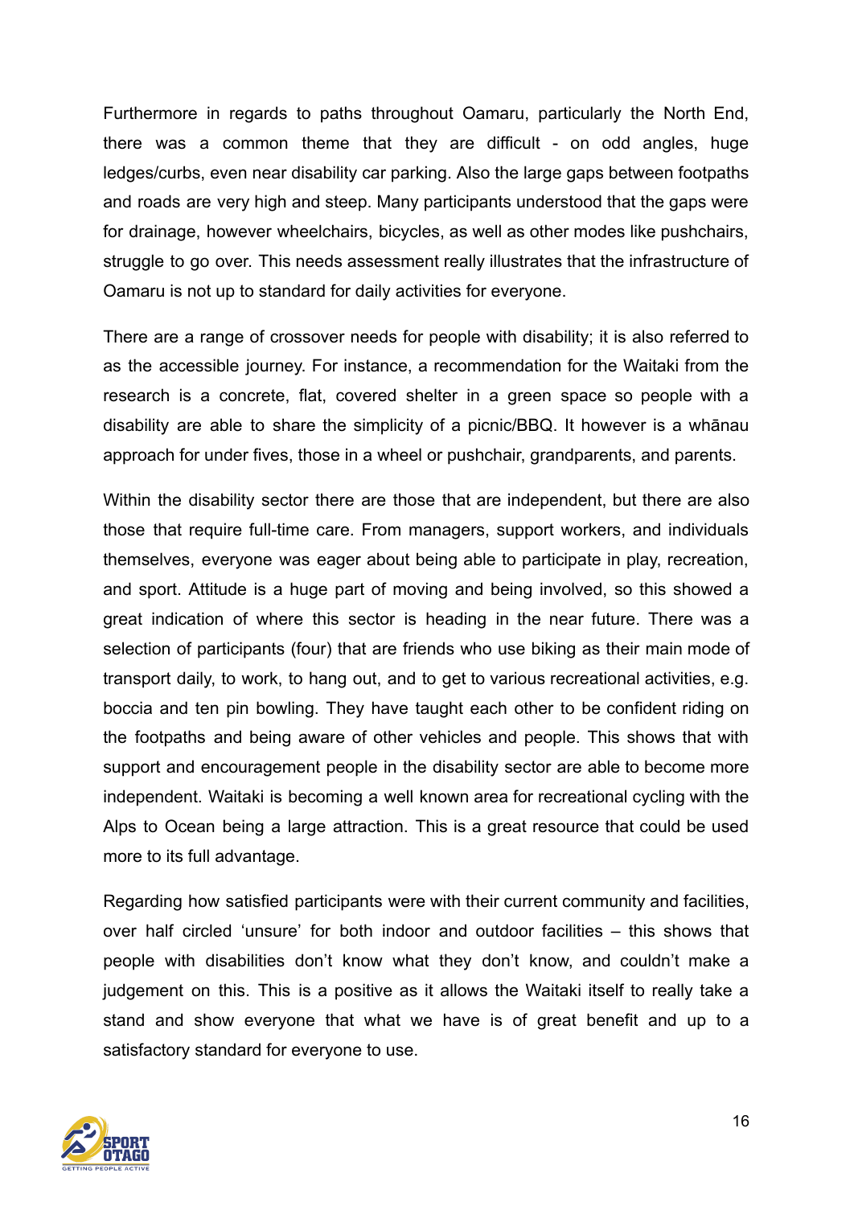Furthermore in regards to paths throughout Oamaru, particularly the North End, there was a common theme that they are difficult - on odd angles, huge ledges/curbs, even near disability car parking. Also the large gaps between footpaths and roads are very high and steep. Many participants understood that the gaps were for drainage, however wheelchairs, bicycles, as well as other modes like pushchairs, struggle to go over. This needs assessment really illustrates that the infrastructure of Oamaru is not up to standard for daily activities for everyone.

There are a range of crossover needs for people with disability; it is also referred to as the accessible journey. For instance, a recommendation for the Waitaki from the research is a concrete, flat, covered shelter in a green space so people with a disability are able to share the simplicity of a picnic/BBQ. It however is a whānau approach for under fives, those in a wheel or pushchair, grandparents, and parents.

Within the disability sector there are those that are independent, but there are also those that require full-time care. From managers, support workers, and individuals themselves, everyone was eager about being able to participate in play, recreation, and sport. Attitude is a huge part of moving and being involved, so this showed a great indication of where this sector is heading in the near future. There was a selection of participants (four) that are friends who use biking as their main mode of transport daily, to work, to hang out, and to get to various recreational activities, e.g. boccia and ten pin bowling. They have taught each other to be confident riding on the footpaths and being aware of other vehicles and people. This shows that with support and encouragement people in the disability sector are able to become more independent. Waitaki is becoming a well known area for recreational cycling with the Alps to Ocean being a large attraction. This is a great resource that could be used more to its full advantage.

Regarding how satisfied participants were with their current community and facilities, over half circled 'unsure' for both indoor and outdoor facilities – this shows that people with disabilities don't know what they don't know, and couldn't make a judgement on this. This is a positive as it allows the Waitaki itself to really take a stand and show everyone that what we have is of great benefit and up to a satisfactory standard for everyone to use.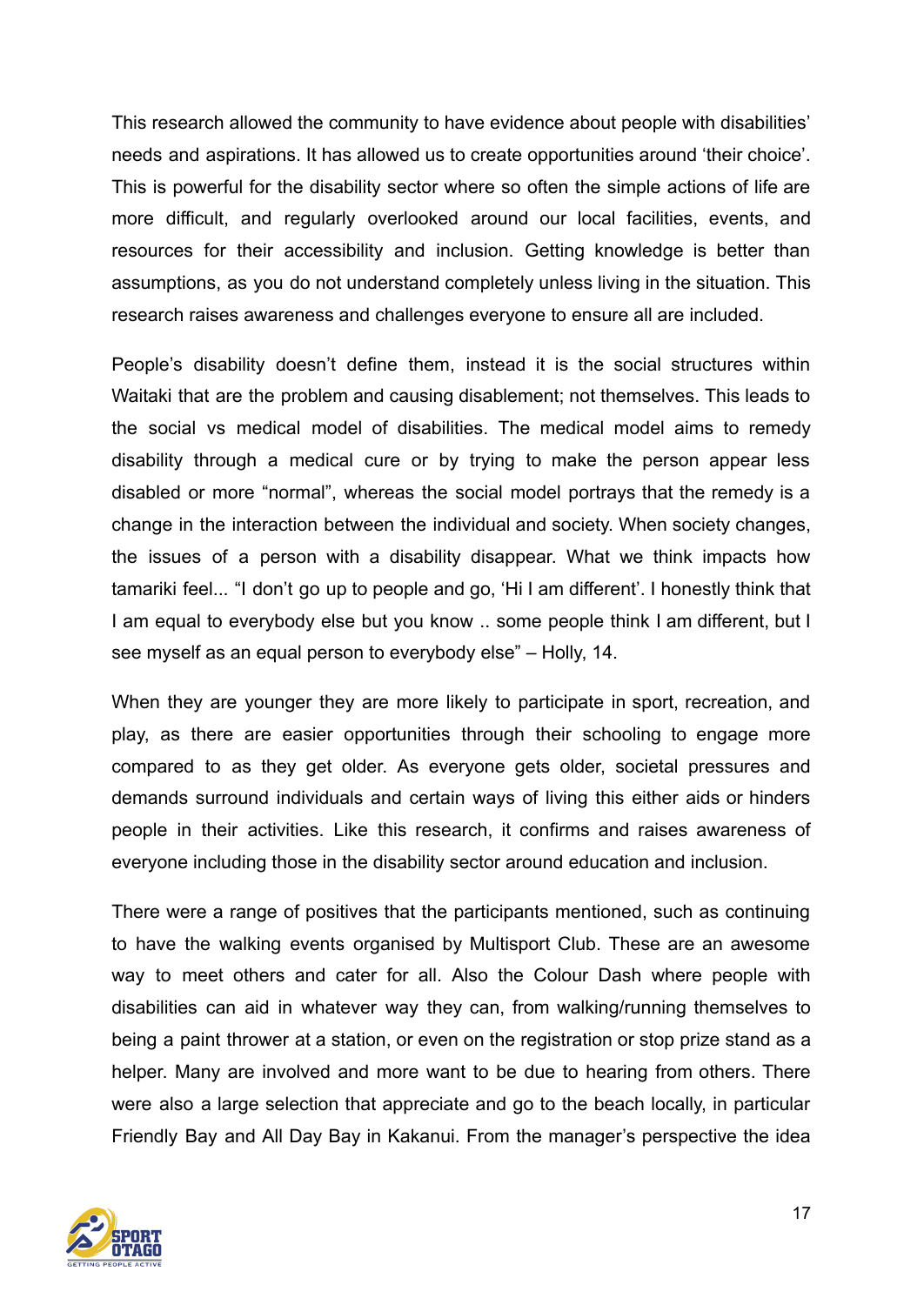This research allowed the community to have evidence about people with disabilities' needs and aspirations. It has allowed us to create opportunities around 'their choice'. This is powerful for the disability sector where so often the simple actions of life are more difficult, and regularly overlooked around our local facilities, events, and resources for their accessibility and inclusion. Getting knowledge is better than assumptions, as you do not understand completely unless living in the situation. This research raises awareness and challenges everyone to ensure all are included.

People's disability doesn't define them, instead it is the social structures within Waitaki that are the problem and causing disablement; not themselves. This leads to the social vs medical model of disabilities. The medical model aims to remedy disability through a medical cure or by trying to make the person appear less disabled or more "normal", whereas the social model portrays that the remedy is a change in the interaction between the individual and society. When society changes, the issues of a person with a disability disappear. What we think impacts how tamariki feel... "I don't go up to people and go, 'Hi I am different'. I honestly think that I am equal to everybody else but you know .. some people think I am different, but I see myself as an equal person to everybody else" – Holly, 14.

When they are younger they are more likely to participate in sport, recreation, and play, as there are easier opportunities through their schooling to engage more compared to as they get older. As everyone gets older, societal pressures and demands surround individuals and certain ways of living this either aids or hinders people in their activities. Like this research, it confirms and raises awareness of everyone including those in the disability sector around education and inclusion.

There were a range of positives that the participants mentioned, such as continuing to have the walking events organised by Multisport Club. These are an awesome way to meet others and cater for all. Also the Colour Dash where people with disabilities can aid in whatever way they can, from walking/running themselves to being a paint thrower at a station, or even on the registration or stop prize stand as a helper. Many are involved and more want to be due to hearing from others. There were also a large selection that appreciate and go to the beach locally, in particular Friendly Bay and All Day Bay in Kakanui. From the manager's perspective the idea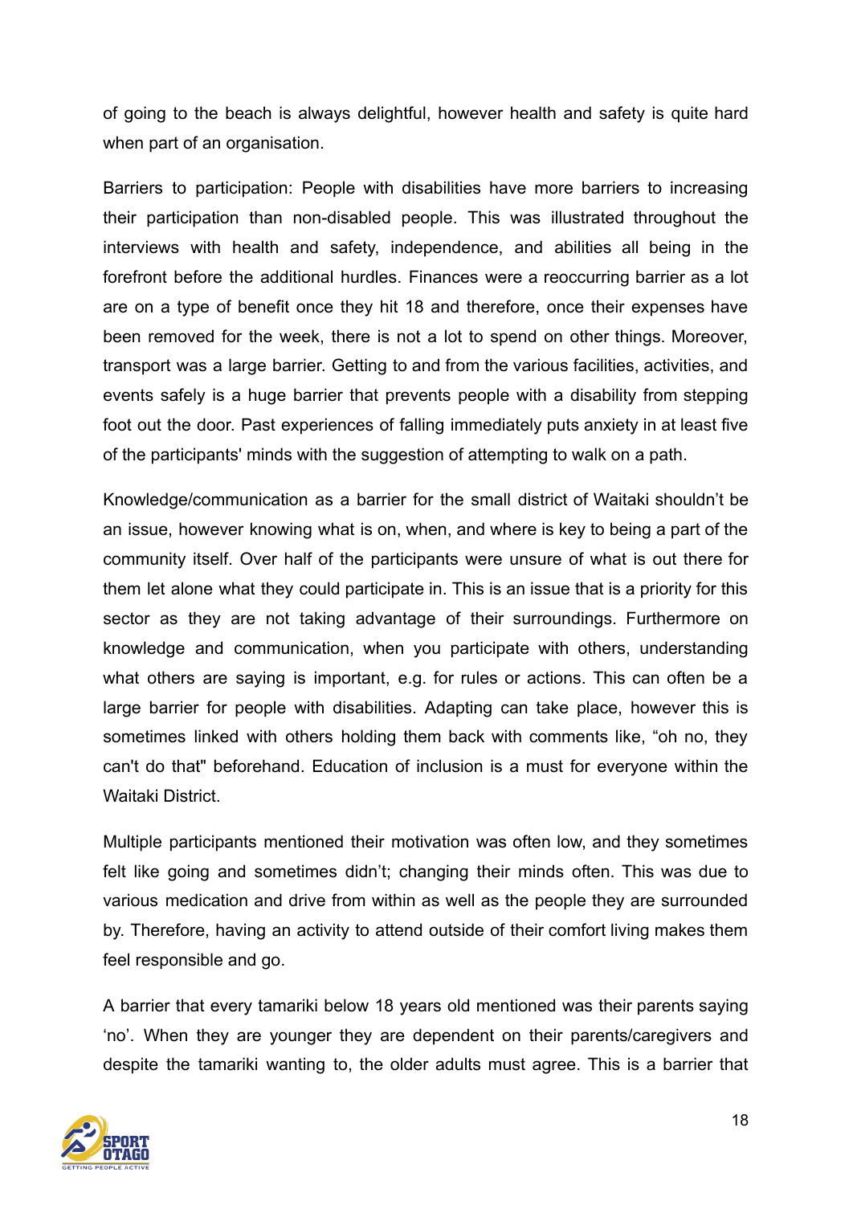of going to the beach is always delightful, however health and safety is quite hard when part of an organisation.

Barriers to participation: People with disabilities have more barriers to increasing their participation than non-disabled people. This was illustrated throughout the interviews with health and safety, independence, and abilities all being in the forefront before the additional hurdles. Finances were a reoccurring barrier as a lot are on a type of benefit once they hit 18 and therefore, once their expenses have been removed for the week, there is not a lot to spend on other things. Moreover, transport was a large barrier. Getting to and from the various facilities, activities, and events safely is a huge barrier that prevents people with a disability from stepping foot out the door. Past experiences of falling immediately puts anxiety in at least five of the participants' minds with the suggestion of attempting to walk on a path.

Knowledge/communication as a barrier for the small district of Waitaki shouldn't be an issue, however knowing what is on, when, and where is key to being a part of the community itself. Over half of the participants were unsure of what is out there for them let alone what they could participate in. This is an issue that is a priority for this sector as they are not taking advantage of their surroundings. Furthermore on knowledge and communication, when you participate with others, understanding what others are saying is important, e.g. for rules or actions. This can often be a large barrier for people with disabilities. Adapting can take place, however this is sometimes linked with others holding them back with comments like, "oh no, they can't do that" beforehand. Education of inclusion is a must for everyone within the Waitaki District.

Multiple participants mentioned their motivation was often low, and they sometimes felt like going and sometimes didn't; changing their minds often. This was due to various medication and drive from within as well as the people they are surrounded by. Therefore, having an activity to attend outside of their comfort living makes them feel responsible and go.

A barrier that every tamariki below 18 years old mentioned was their parents saying 'no'. When they are younger they are dependent on their parents/caregivers and despite the tamariki wanting to, the older adults must agree. This is a barrier that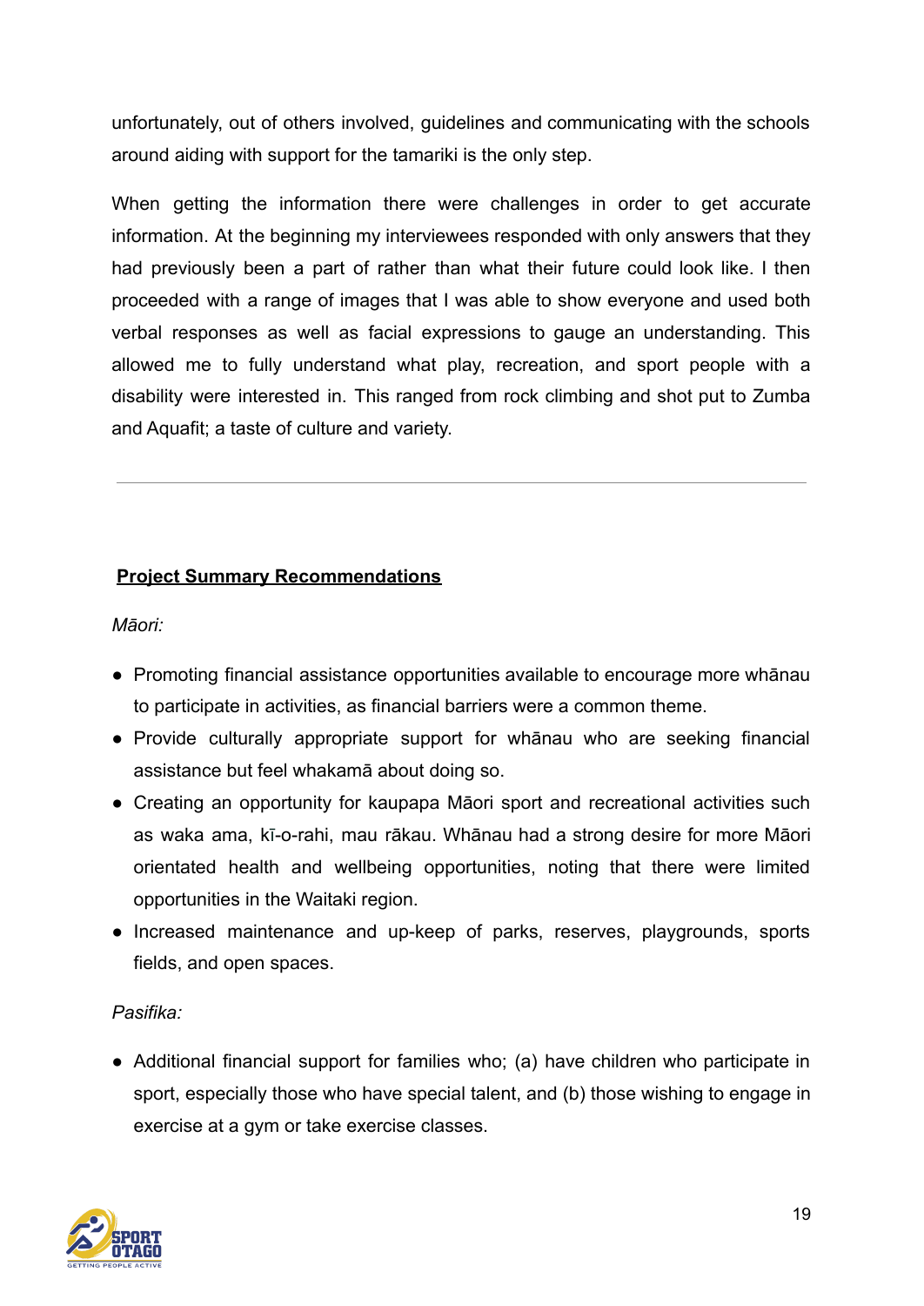unfortunately, out of others involved, guidelines and communicating with the schools around aiding with support for the tamariki is the only step.

When getting the information there were challenges in order to get accurate information. At the beginning my interviewees responded with only answers that they had previously been a part of rather than what their future could look like. I then proceeded with a range of images that I was able to show everyone and used both verbal responses as well as facial expressions to gauge an understanding. This allowed me to fully understand what play, recreation, and sport people with a disability were interested in. This ranged from rock climbing and shot put to Zumba and Aquafit; a taste of culture and variety.

---

## **Project Summary Recommendations**

*Māori:*

- Promoting financial assistance opportunities available to encourage more whānau to participate in activities, as financial barriers were a common theme.
- Provide culturally appropriate support for whānau who are seeking financial assistance but feel whakamā about doing so.
- Creating an opportunity for kaupapa Māori sport and recreational activities such as waka ama, kī-o-rahi, mau rākau. Whānau had a strong desire for more Māori orientated health and wellbeing opportunities, noting that there were limited opportunities in the Waitaki region.
- Increased maintenance and up-keep of parks, reserves, playgrounds, sports fields, and open spaces.

*Pasifika:*

- Additional financial support for families who; (a) have children who participate in sport, especially those who have special talent, and (b) those wishing to engage in exercise at a gym or take exercise classes.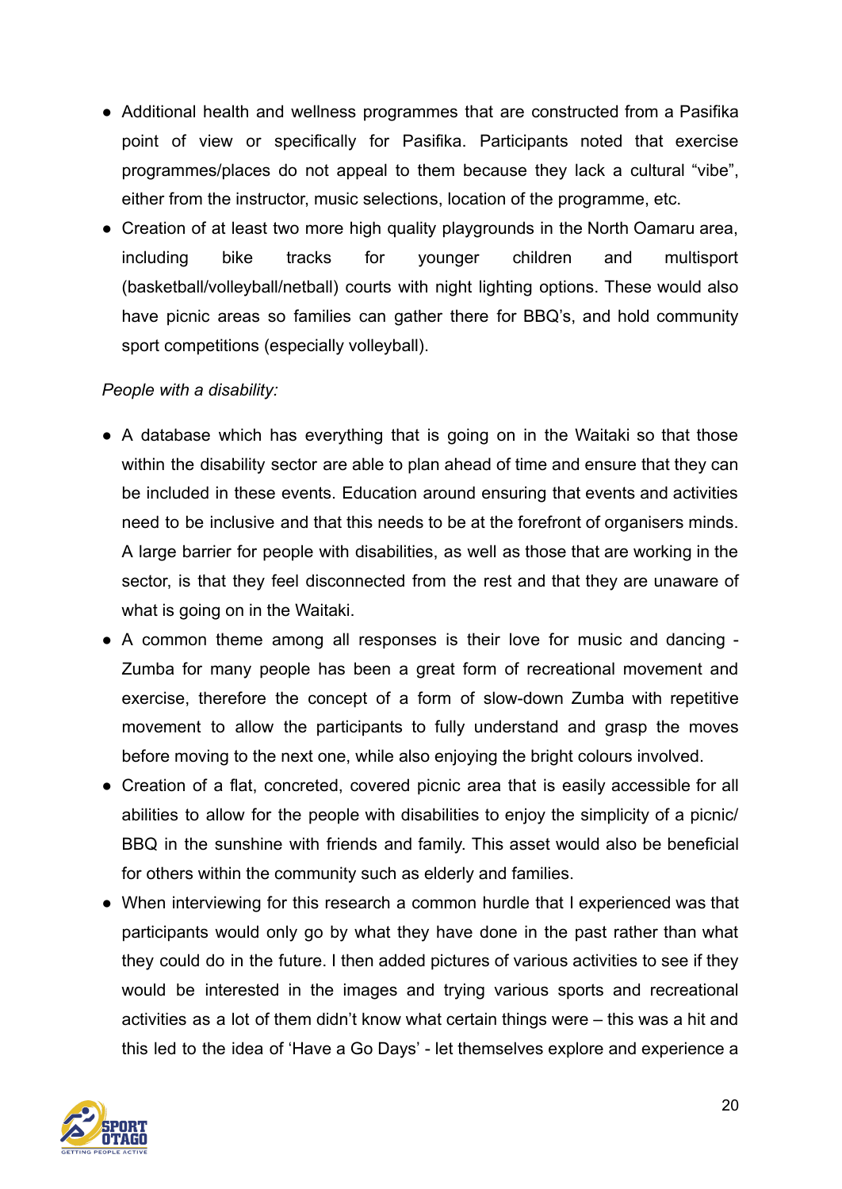- Additional health and wellness programmes that are constructed from a Pasifika point of view or specifically for Pasifika. Participants noted that exercise programmes/places do not appeal to them because they lack a cultural "vibe", either from the instructor, music selections, location of the programme, etc.
- Creation of at least two more high quality playgrounds in the North Oamaru area, including bike tracks for younger children and multisport (basketball/volleyball/netball) courts with night lighting options. These would also have picnic areas so families can gather there for BBQ's, and hold community sport competitions (especially volleyball).

*People with a disability:*

- A database which has everything that is going on in the Waitaki so that those within the disability sector are able to plan ahead of time and ensure that they can be included in these events. Education around ensuring that events and activities need to be inclusive and that this needs to be at the forefront of organisers minds. A large barrier for people with disabilities, as well as those that are working in the sector, is that they feel disconnected from the rest and that they are unaware of what is going on in the Waitaki.
- A common theme among all responses is their love for music and dancing - Zumba for many people has been a great form of recreational movement and exercise, therefore the concept of a form of slow-down Zumba with repetitive movement to allow the participants to fully understand and grasp the moves before moving to the next one, while also enjoying the bright colours involved.
- Creation of a flat, concreted, covered picnic area that is easily accessible for all abilities to allow for the people with disabilities to enjoy the simplicity of a picnic/ BBQ in the sunshine with friends and family. This asset would also be beneficial for others within the community such as elderly and families.
- When interviewing for this research a common hurdle that I experienced was that participants would only go by what they have done in the past rather than what they could do in the future. I then added pictures of various activities to see if they would be interested in the images and trying various sports and recreational activities as a lot of them didn't know what certain things were – this was a hit and this led to the idea of 'Have a Go Days' - let themselves explore and experience a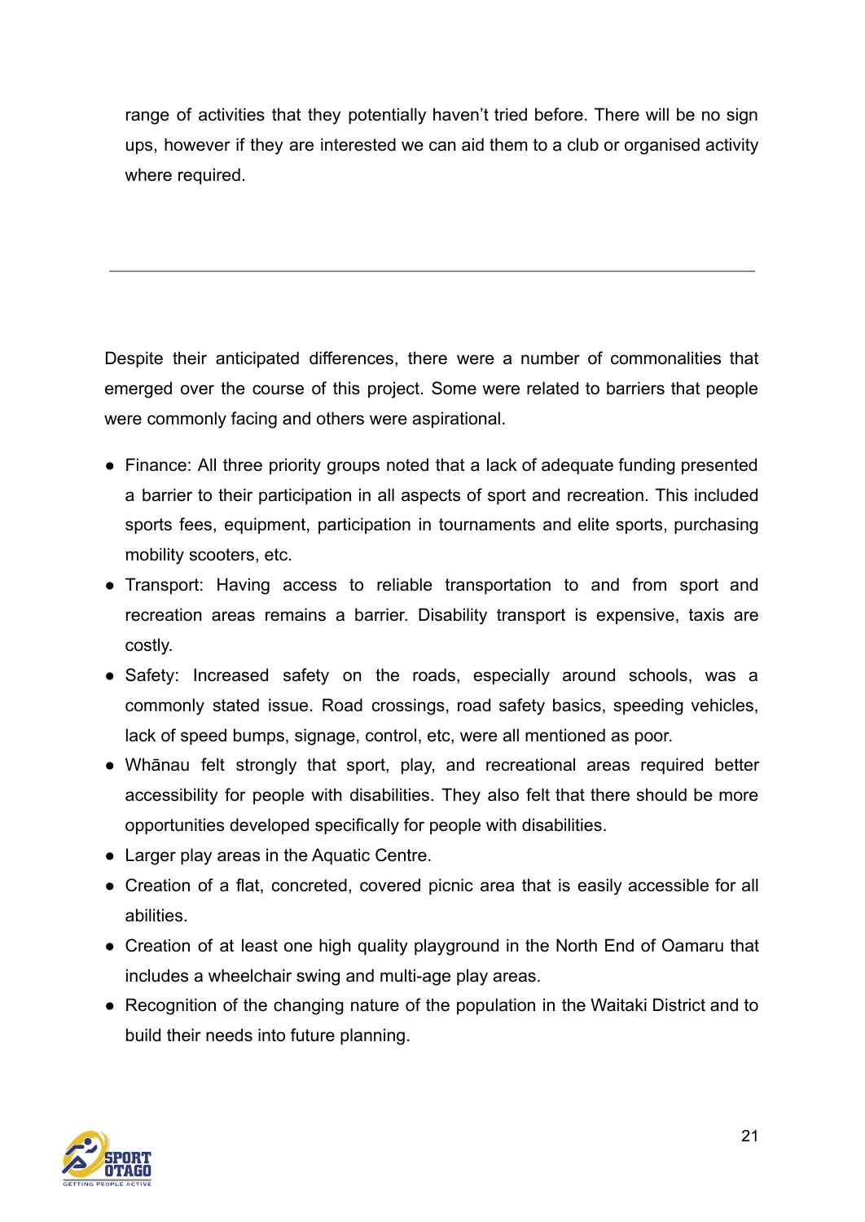range of activities that they potentially haven't tried before. There will be no sign ups, however if they are interested we can aid them to a club or organised activity where required.

---

Despite their anticipated differences, there were a number of commonalities that emerged over the course of this project. Some were related to barriers that people were commonly facing and others were aspirational.

- Finance: All three priority groups noted that a lack of adequate funding presented a barrier to their participation in all aspects of sport and recreation. This included sports fees, equipment, participation in tournaments and elite sports, purchasing mobility scooters, etc.
- Transport: Having access to reliable transportation to and from sport and recreation areas remains a barrier. Disability transport is expensive, taxis are costly.
- Safety: Increased safety on the roads, especially around schools, was a commonly stated issue. Road crossings, road safety basics, speeding vehicles, lack of speed bumps, signage, control, etc, were all mentioned as poor.
- Whānau felt strongly that sport, play, and recreational areas required better accessibility for people with disabilities. They also felt that there should be more opportunities developed specifically for people with disabilities.
- Larger play areas in the Aquatic Centre.
- Creation of a flat, concreted, covered picnic area that is easily accessible for all abilities.
- Creation of at least one high quality playground in the North End of Oamaru that includes a wheelchair swing and multi-age play areas.
- Recognition of the changing nature of the population in the Waitaki District and to build their needs into future planning.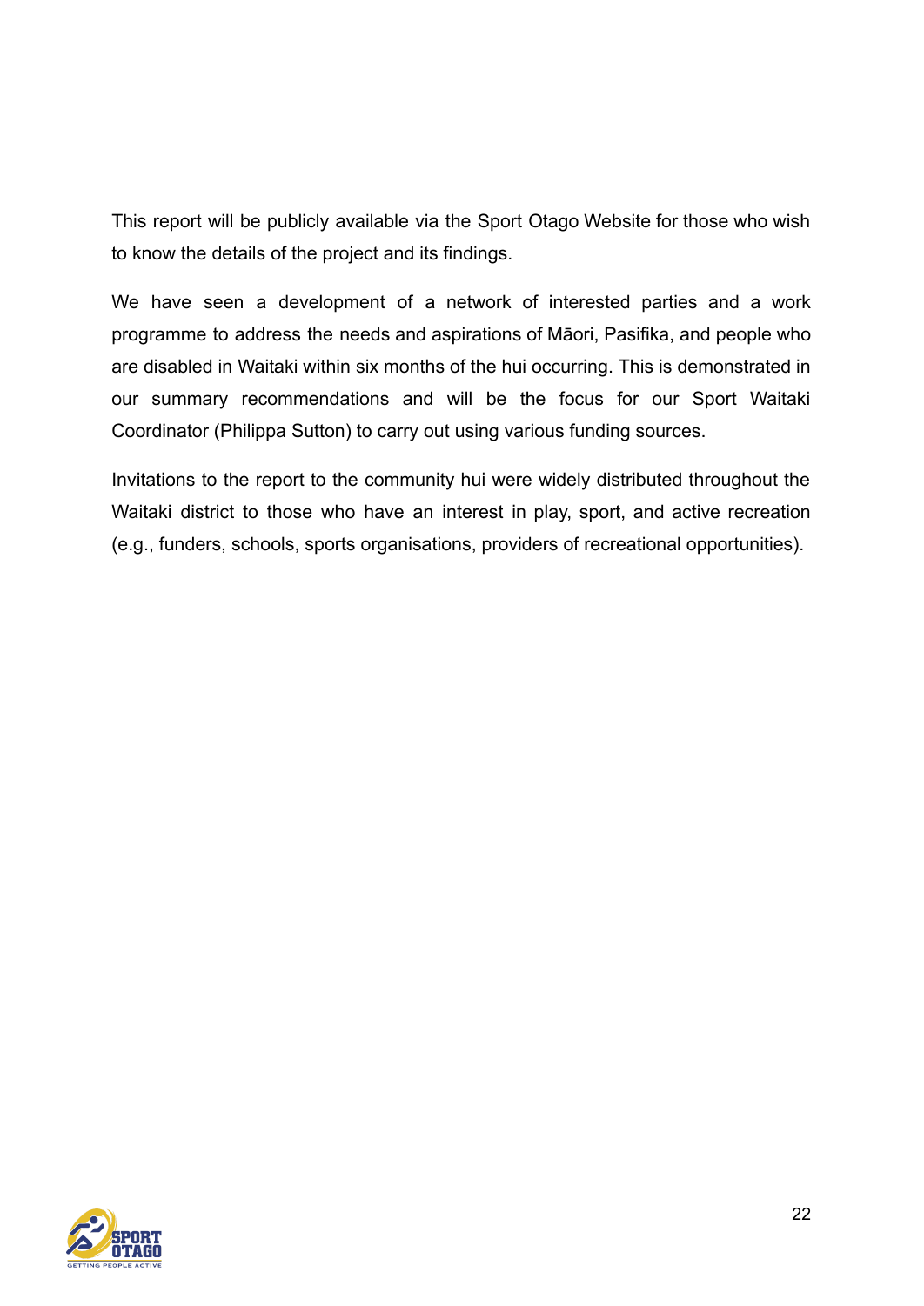This report will be publicly available via the Sport Otago Website for those who wish to know the details of the project and its findings.

We have seen a development of a network of interested parties and a work programme to address the needs and aspirations of Māori, Pasifika, and people who are disabled in Waitaki within six months of the hui occurring. This is demonstrated in our summary recommendations and will be the focus for our Sport Waitaki Coordinator (Philippa Sutton) to carry out using various funding sources.

Invitations to the report to the community hui were widely distributed throughout the Waitaki district to those who have an interest in play, sport, and active recreation (e.g., funders, schools, sports organisations, providers of recreational opportunities).